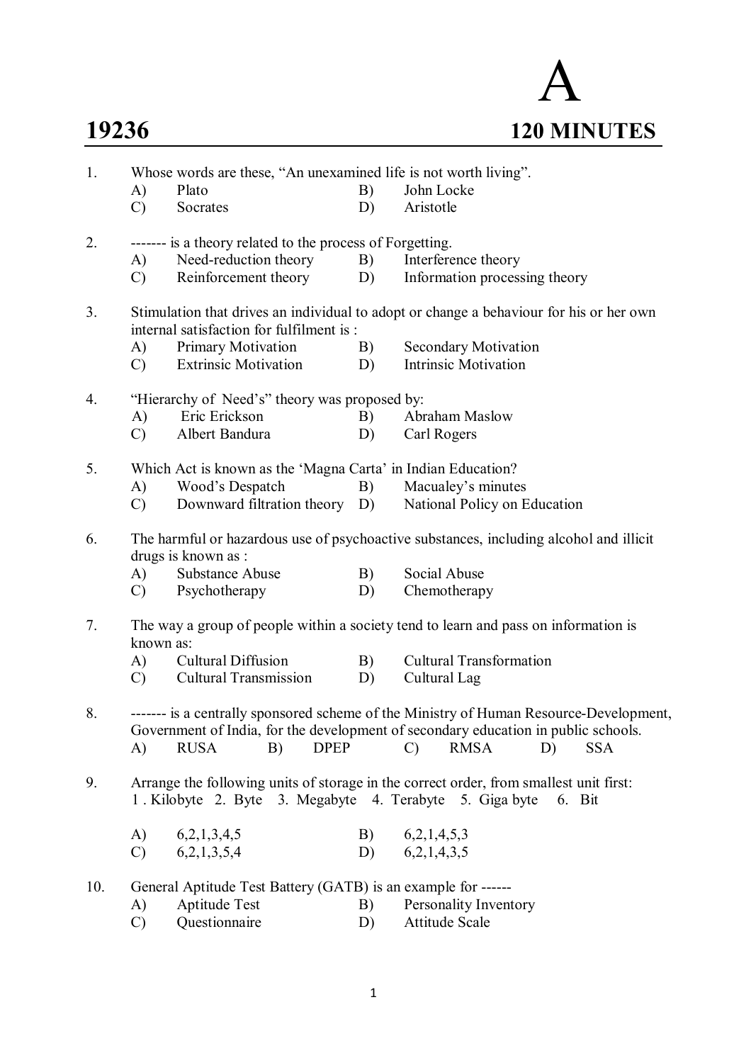# 19236

**A**

**120 MINUTES**

1. Whose words are these, “An unexamined life is not worth living”.
   - A) Plato
   - B) John Locke
   - C) Socrates
   - D) Aristotle

2. ------- is a theory related to the process of Forgetting.
   - A) Need-reduction theory
   - B) Interference theory
   - C) Reinforcement theory
   - D) Information processing theory

3. Stimulation that drives an individual to adopt or change a behaviour for his or her own internal satisfaction for fulfilment is :
   - A) Primary Motivation
   - B) Secondary Motivation
   - C) Extrinsic Motivation
   - D) Intrinsic Motivation

4. “Hierarchy of Need’s” theory was proposed by:
   - A) Eric Erickson
   - B) Abraham Maslow
   - C) Albert Bandura
   - D) Carl Rogers

5. Which Act is known as the ‘Magna Carta’ in Indian Education?
   - A) Wood’s Despatch
   - B) Macualey’s minutes
   - C) Downward filtration theory
   - D) National Policy on Education

6. The harmful or hazardous use of psychoactive substances, including alcohol and illicit drugs is known as :
   - A) Substance Abuse
   - B) Social Abuse
   - C) Psychotherapy
   - D) Chemotherapy

7. The way a group of people within a society tend to learn and pass on information is known as:
   - A) Cultural Diffusion
   - B) Cultural Transformation
   - C) Cultural Transmission
   - D) Cultural Lag

8. ------- is a centrally sponsored scheme of the Ministry of Human Resource-Development, Government of India, for the development of secondary education in public schools.
   - A) RUSA
   - B) DPEP
   - C) RMSA
   - D) SSA

9. Arrange the following units of storage in the correct order, from smallest unit first:
   1 . Kilobyte 2. Byte 3. Megabyte 4. Terabyte 5. Giga byte 6. Bit
   - A) 6,2,1,3,4,5
   - B) 6,2,1,4,5,3
   - C) 6,2,1,3,5,4
   - D) 6,2,1,4,3,5

10. General Aptitude Test Battery (GATB) is an example for ------
    - A) Aptitude Test
    - B) Personality Inventory
    - C) Questionnaire
    - D) Attitude Scale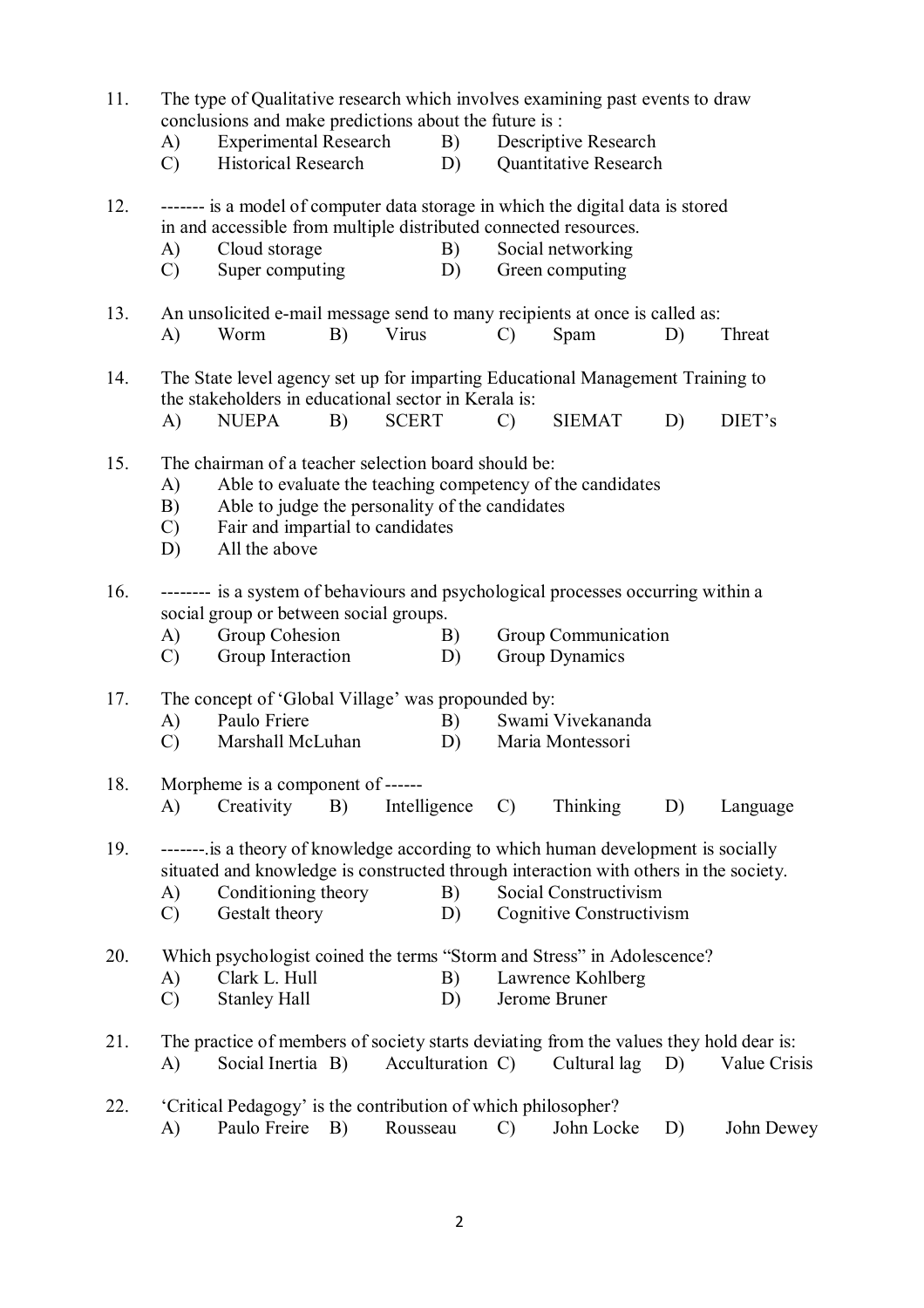11. The type of Qualitative research which involves examining past events to draw conclusions and make predictions about the future is :
    A) Experimental Research
    B) Descriptive Research
    C) Historical Research
    D) Quantitative Research

12. ------- is a model of computer data storage in which the digital data is stored in and accessible from multiple distributed connected resources.
    A) Cloud storage
    B) Social networking
    C) Super computing
    D) Green computing

13. An unsolicited e-mail message send to many recipients at once is called as:
    A) Worm
    B) Virus
    C) Spam
    D) Threat

14. The State level agency set up for imparting Educational Management Training to the stakeholders in educational sector in Kerala is:
    A) NUEPA
    B) SCERT
    C) SIEMAT
    D) DIET's

15. The chairman of a teacher selection board should be:
    A) Able to evaluate the teaching competency of the candidates
    B) Able to judge the personality of the candidates
    C) Fair and impartial to candidates
    D) All the above

16. -------- is a system of behaviours and psychological processes occurring within a social group or between social groups.
    A) Group Cohesion
    B) Group Communication
    C) Group Interaction
    D) Group Dynamics

17. The concept of 'Global Village' was propounded by:
    A) Paulo Friere
    B) Swami Vivekananda
    C) Marshall McLuhan
    D) Maria Montessori

18. Morpheme is a component of ------
    A) Creativity
    B) Intelligence
    C) Thinking
    D) Language

19. -------.is a theory of knowledge according to which human development is socially situated and knowledge is constructed through interaction with others in the society.
    A) Conditioning theory
    B) Social Constructivism
    C) Gestalt theory
    D) Cognitive Constructivism

20. Which psychologist coined the terms "Storm and Stress" in Adolescence?
    A) Clark L. Hull
    B) Lawrence Kohlberg
    C) Stanley Hall
    D) Jerome Bruner

21. The practice of members of society starts deviating from the values they hold dear is:
    A) Social Inertia
    B) Acculturation
    C) Cultural lag
    D) Value Crisis

22. 'Critical Pedagogy' is the contribution of which philosopher?
    A) Paulo Freire
    B) Rousseau
    C) John Locke
    D) John Dewey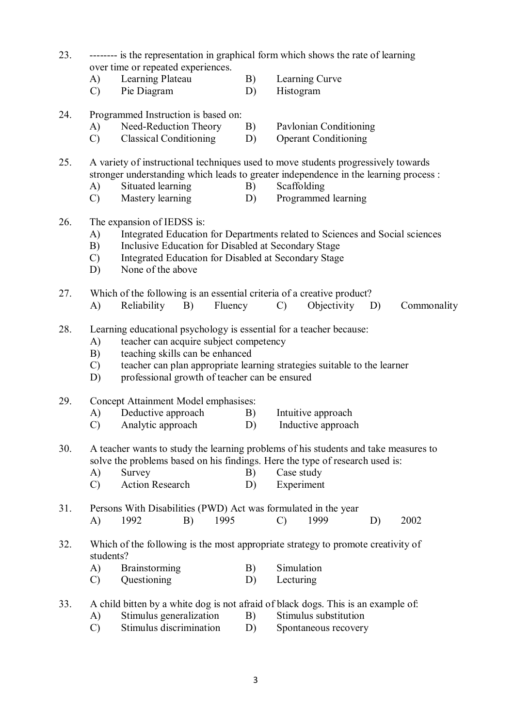23. -------- is the representation in graphical form which shows the rate of learning over time or repeated experiences.
    A) Learning Plateau B) Learning Curve
    C) Pie Diagram D) Histogram

24. Programmed Instruction is based on:
    A) Need-Reduction Theory B) Pavlonian Conditioning
    C) Classical Conditioning D) Operant Conditioning

25. A variety of instructional techniques used to move students progressively towards stronger understanding which leads to greater independence in the learning process :
    A) Situated learning B) Scaffolding
    C) Mastery learning D) Programmed learning

26. The expansion of IEDSS is:
    A) Integrated Education for Departments related to Sciences and Social sciences
    B) Inclusive Education for Disabled at Secondary Stage
    C) Integrated Education for Disabled at Secondary Stage
    D) None of the above

27. Which of the following is an essential criteria of a creative product?
    A) Reliability B) Fluency C) Objectivity D) Commonality

28. Learning educational psychology is essential for a teacher because:
    A) teacher can acquire subject competency
    B) teaching skills can be enhanced
    C) teacher can plan appropriate learning strategies suitable to the learner
    D) professional growth of teacher can be ensured

29. Concept Attainment Model emphasises:
    A) Deductive approach B) Intuitive approach
    C) Analytic approach D) Inductive approach

30. A teacher wants to study the learning problems of his students and take measures to solve the problems based on his findings. Here the type of research used is:
    A) Survey B) Case study
    C) Action Research D) Experiment

31. Persons With Disabilities (PWD) Act was formulated in the year
    A) 1992 B) 1995 C) 1999 D) 2002

32. Which of the following is the most appropriate strategy to promote creativity of students?
    A) Brainstorming B) Simulation
    C) Questioning D) Lecturing

33. A child bitten by a white dog is not afraid of black dogs. This is an example of:
    A) Stimulus generalization B) Stimulus substitution
    C) Stimulus discrimination D) Spontaneous recovery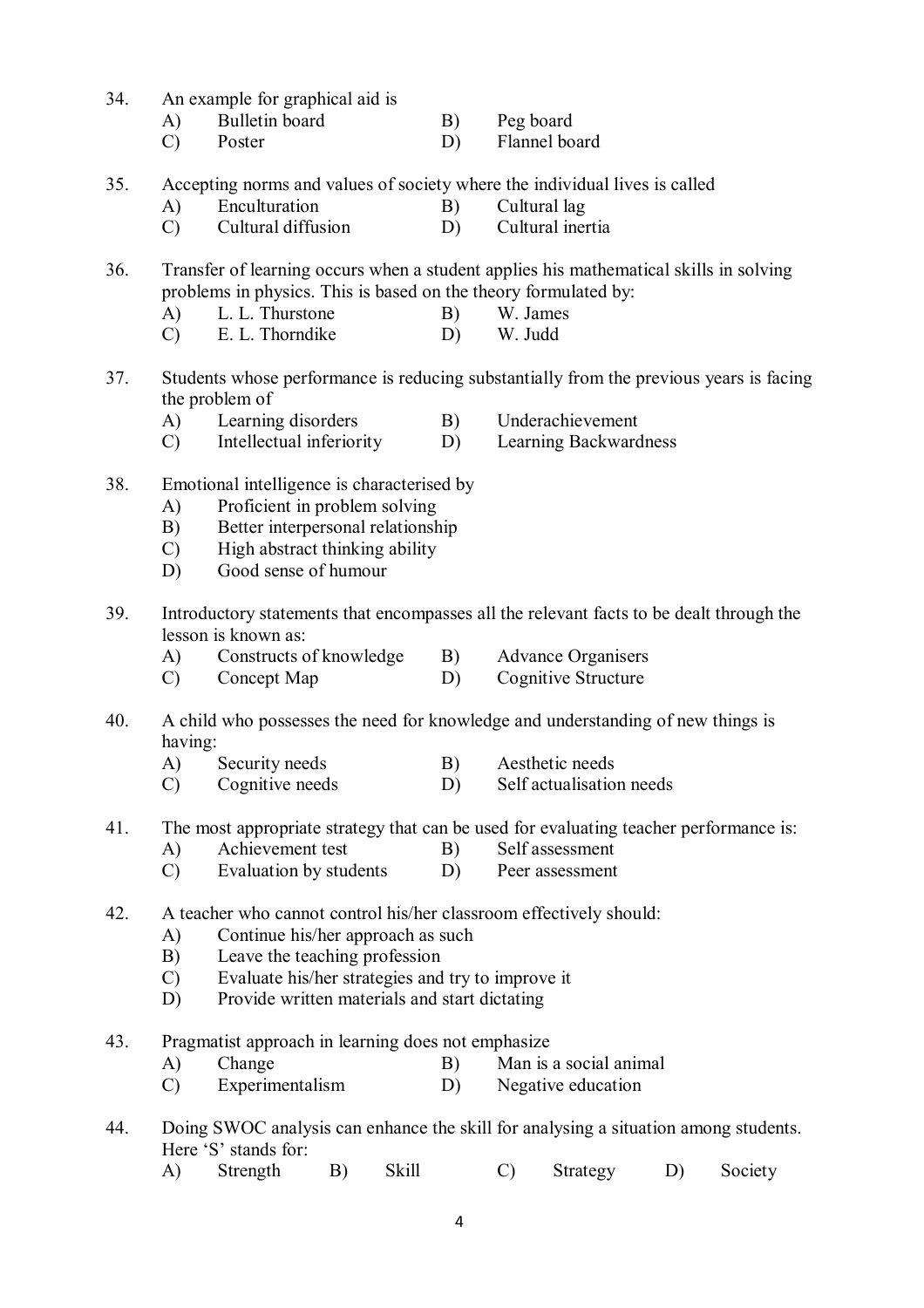34. An example for graphical aid is
    A) Bulletin board B) Peg board
    C) Poster D) Flannel board

35. Accepting norms and values of society where the individual lives is called
    A) Enculturation B) Cultural lag
    C) Cultural diffusion D) Cultural inertia

36. Transfer of learning occurs when a student applies his mathematical skills in solving problems in physics. This is based on the theory formulated by:
    A) L. L. Thurstone B) W. James
    C) E. L. Thorndike D) W. Judd

37. Students whose performance is reducing substantially from the previous years is facing the problem of
    A) Learning disorders B) Underachievement
    C) Intellectual inferiority D) Learning Backwardness

38. Emotional intelligence is characterised by
    A) Proficient in problem solving
    B) Better interpersonal relationship
    C) High abstract thinking ability
    D) Good sense of humour

39. Introductory statements that encompasses all the relevant facts to be dealt through the lesson is known as:
    A) Constructs of knowledge B) Advance Organisers
    C) Concept Map D) Cognitive Structure

40. A child who possesses the need for knowledge and understanding of new things is having:
    A) Security needs B) Aesthetic needs
    C) Cognitive needs D) Self actualisation needs

41. The most appropriate strategy that can be used for evaluating teacher performance is:
    A) Achievement test B) Self assessment
    C) Evaluation by students D) Peer assessment

42. A teacher who cannot control his/her classroom effectively should:
    A) Continue his/her approach as such
    B) Leave the teaching profession
    C) Evaluate his/her strategies and try to improve it
    D) Provide written materials and start dictating

43. Pragmatist approach in learning does not emphasize
    A) Change B) Man is a social animal
    C) Experimentalism D) Negative education

44. Doing SWOC analysis can enhance the skill for analysing a situation among students. Here 'S' stands for:
    A) Strength B) Skill C) Strategy D) Society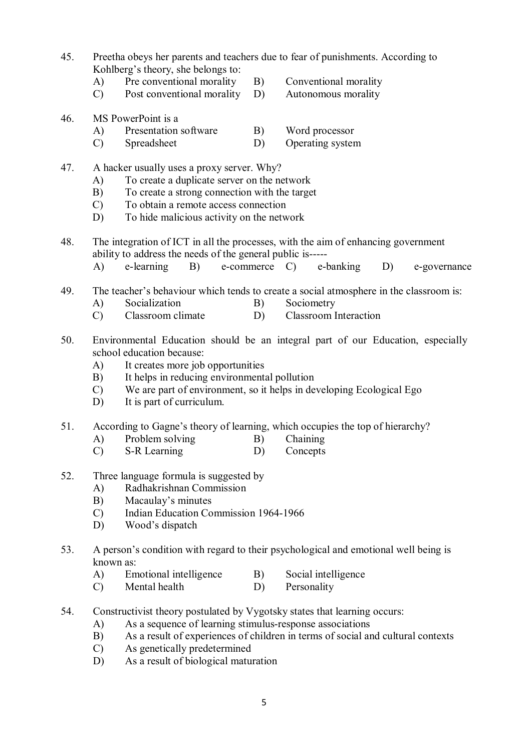45. Preetha obeys her parents and teachers due to fear of punishments. According to Kohlberg's theory, she belongs to:
    - A) Pre conventional morality
    - B) Conventional morality
    - C) Post conventional morality
    - D) Autonomous morality

46. MS PowerPoint is a
    - A) Presentation software
    - B) Word processor
    - C) Spreadsheet
    - D) Operating system

47. A hacker usually uses a proxy server. Why?
    - A) To create a duplicate server on the network
    - B) To create a strong connection with the target
    - C) To obtain a remote access connection
    - D) To hide malicious activity on the network

48. The integration of ICT in all the processes, with the aim of enhancing government ability to address the needs of the general public is-----
    - A) e-learning
    - B) e-commerce
    - C) e-banking
    - D) e-governance

49. The teacher's behaviour which tends to create a social atmosphere in the classroom is:
    - A) Socialization
    - B) Sociometry
    - C) Classroom climate
    - D) Classroom Interaction

50. Environmental Education should be an integral part of our Education, especially school education because:
    - A) It creates more job opportunities
    - B) It helps in reducing environmental pollution
    - C) We are part of environment, so it helps in developing Ecological Ego
    - D) It is part of curriculum.

51. According to Gagne's theory of learning, which occupies the top of hierarchy?
    - A) Problem solving
    - B) Chaining
    - C) S-R Learning
    - D) Concepts

52. Three language formula is suggested by
    - A) Radhakrishnan Commission
    - B) Macaulay's minutes
    - C) Indian Education Commission 1964-1966
    - D) Wood's dispatch

53. A person's condition with regard to their psychological and emotional well being is known as:
    - A) Emotional intelligence
    - B) Social intelligence
    - C) Mental health
    - D) Personality

54. Constructivist theory postulated by Vygotsky states that learning occurs:
    - A) As a sequence of learning stimulus-response associations
    - B) As a result of experiences of children in terms of social and cultural contexts
    - C) As genetically predetermined
    - D) As a result of biological maturation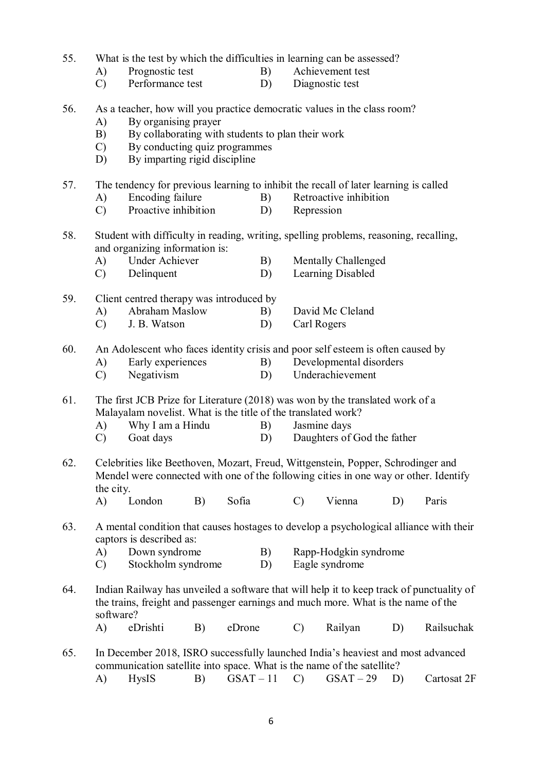55. What is the test by which the difficulties in learning can be assessed?
   - A) Prognostic test
   - B) Achievement test
   - C) Performance test
   - D) Diagnostic test

56. As a teacher, how will you practice democratic values in the class room?
   - A) By organising prayer
   - B) By collaborating with students to plan their work
   - C) By conducting quiz programmes
   - D) By imparting rigid discipline

57. The tendency for previous learning to inhibit the recall of later learning is called
   - A) Encoding failure
   - B) Retroactive inhibition
   - C) Proactive inhibition
   - D) Repression

58. Student with difficulty in reading, writing, spelling problems, reasoning, recalling, and organizing information is:
   - A) Under Achiever
   - B) Mentally Challenged
   - C) Delinquent
   - D) Learning Disabled

59. Client centred therapy was introduced by
   - A) Abraham Maslow
   - B) David Mc Cleland
   - C) J. B. Watson
   - D) Carl Rogers

60. An Adolescent who faces identity crisis and poor self esteem is often caused by
   - A) Early experiences
   - B) Developmental disorders
   - C) Negativism
   - D) Underachievement

61. The first JCB Prize for Literature (2018) was won by the translated work of a Malayalam novelist. What is the title of the translated work?
   - A) Why I am a Hindu
   - B) Jasmine days
   - C) Goat days
   - D) Daughters of God the father

62. Celebrities like Beethoven, Mozart, Freud, Wittgenstein, Popper, Schrodinger and Mendel were connected with one of the following cities in one way or other. Identify the city.
   - A) London
   - B) Sofia
   - C) Vienna
   - D) Paris

63. A mental condition that causes hostages to develop a psychological alliance with their captors is described as:
   - A) Down syndrome
   - B) Rapp-Hodgkin syndrome
   - C) Stockholm syndrome
   - D) Eagle syndrome

64. Indian Railway has unveiled a software that will help it to keep track of punctuality of the trains, freight and passenger earnings and much more. What is the name of the software?
   - A) eDrishti
   - B) eDrone
   - C) Railyan
   - D) Railsuchak

65. In December 2018, ISRO successfully launched India's heaviest and most advanced communication satellite into space. What is the name of the satellite?
   - A) HysIS
   - B) GSAT – 11
   - C) GSAT – 29
   - D) Cartosat 2F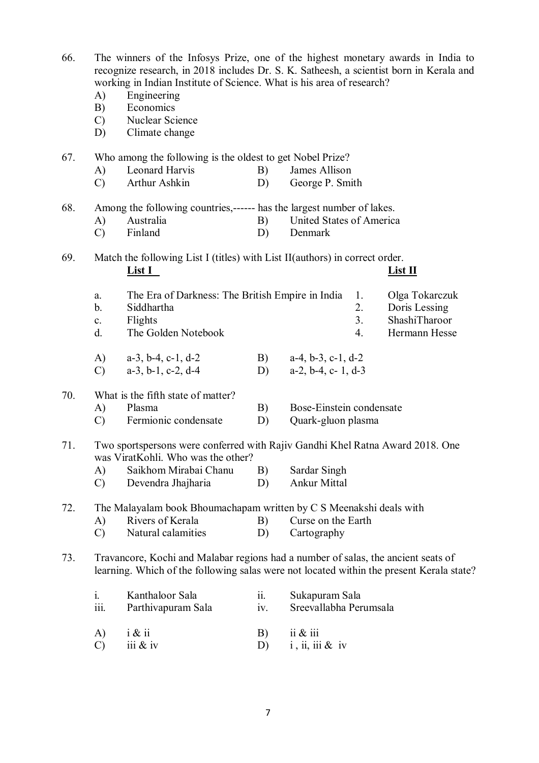66. The winners of the Infosys Prize, one of the highest monetary awards in India to recognize research, in 2018 includes Dr. S. K. Satheesh, a scientist born in Kerala and working in Indian Institute of Science. What is his area of research?
   A) Engineering
   B) Economics
   C) Nuclear Science
   D) Climate change

67. Who among the following is the oldest to get Nobel Prize?
   A) Leonard Harvis
   B) James Allison
   C) Arthur Ashkin
   D) George P. Smith

68. Among the following countries,------ has the largest number of lakes.
   A) Australia
   B) United States of America
   C) Finland
   D) Denmark

69. Match the following List I (titles) with List II(authors) in correct order.

| | **List I** | | **List II** |
|---|---|---|---|
| a. | The Era of Darkness: The British Empire in India | 1. | Olga Tokarczuk |
| b. | Siddhartha | 2. | Doris Lessing |
| c. | Flights | 3. | ShashiTharoor |
| d. | The Golden Notebook | 4. | Hermann Hesse |

   A) a-3, b-4, c-1, d-2
   B) a-4, b-3, c-1, d-2
   C) a-3, b-1, c-2, d-4
   D) a-2, b-4, c- 1, d-3

70. What is the fifth state of matter?
   A) Plasma
   B) Bose-Einstein condensate
   C) Fermionic condensate
   D) Quark-gluon plasma

71. Two sportspersons were conferred with Rajiv Gandhi Khel Ratna Award 2018. One was ViratKohli. Who was the other?
   A) Saikhom Mirabai Chanu
   B) Sardar Singh
   C) Devendra Jhajharia
   D) Ankur Mittal

72. The Malayalam book Bhoumachapam written by C S Meenakshi deals with
   A) Rivers of Kerala
   B) Curse on the Earth
   C) Natural calamities
   D) Cartography

73. Travancore, Kochi and Malabar regions had a number of salas, the ancient seats of learning. Which of the following salas were not located within the present Kerala state?

   i. Kanthaloor Sala
   ii. Sukapuram Sala
   iii. Parthivapuram Sala
   iv. Sreevallabha Perumsala

   A) i & ii
   B) ii & iii
   C) iii & iv
   D) i , ii, iii & iv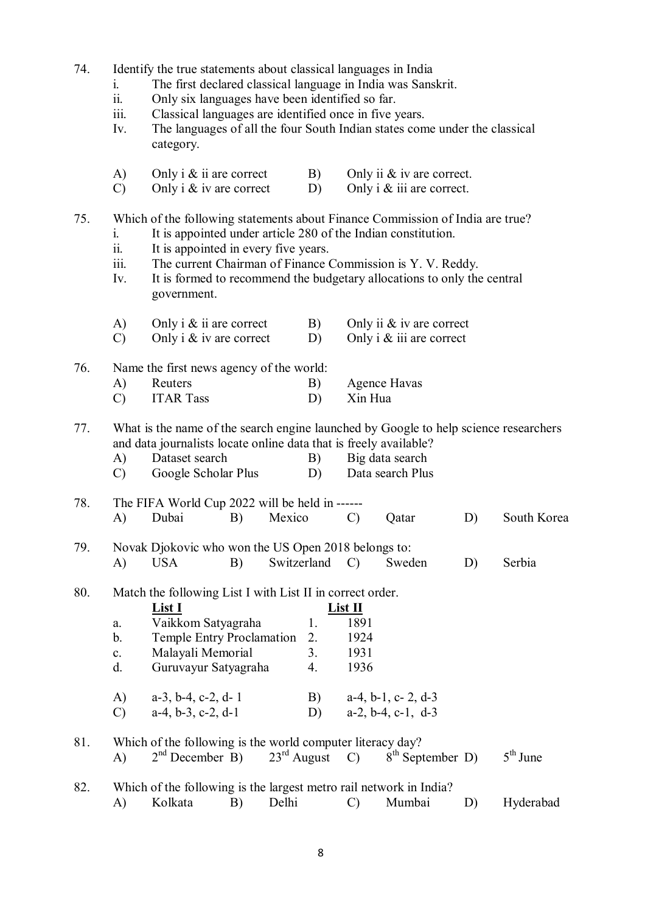74. Identify the true statements about classical languages in India

    i. The first declared classical language in India was Sanskrit.
    ii. Only six languages have been identified so far.
    iii. Classical languages are identified once in five years.
    Iv. The languages of all the four South Indian states come under the classical category.

    A) Only i & ii are correct  B) Only ii & iv are correct.
    C) Only i & iv are correct  D) Only i & iii are correct.

75. Which of the following statements about Finance Commission of India are true?

    i. It is appointed under article 280 of the Indian constitution.
    ii. It is appointed in every five years.
    iii. The current Chairman of Finance Commission is Y. V. Reddy.
    Iv. It is formed to recommend the budgetary allocations to only the central government.

    A) Only i & ii are correct  B) Only ii & iv are correct
    C) Only i & iv are correct  D) Only i & iii are correct

76. Name the first news agency of the world:

    A) Reuters  B) Agence Havas
    C) ITAR Tass  D) Xin Hua

77. What is the name of the search engine launched by Google to help science researchers and data journalists locate online data that is freely available?

    A) Dataset search  B) Big data search
    C) Google Scholar Plus  D) Data search Plus

78. The FIFA World Cup 2022 will be held in ------

    A) Dubai  B) Mexico  C) Qatar  D) South Korea

79. Novak Djokovic who won the US Open 2018 belongs to:

    A) USA  B) Switzerland  C) Sweden  D) Serbia

80. Match the following List I with List II in correct order.

| | List I | | List II |
|---|---|---|---|
| a. | Vaikkom Satyagraha | 1. | 1891 |
| b. | Temple Entry Proclamation | 2. | 1924 |
| c. | Malayali Memorial | 3. | 1931 |
| d. | Guruvayur Satyagraha | 4. | 1936 |

    A) a-3, b-4, c-2, d- 1  B) a-4, b-1, c- 2, d-3
    C) a-4, b-3, c-2, d-1  D) a-2, b-4, c-1, d-3

81. Which of the following is the world computer literacy day?

    A) 2nd December  B) 23rd August  C) 8th September  D) 5th June

82. Which of the following is the largest metro rail network in India?

    A) Kolkata  B) Delhi  C) Mumbai  D) Hyderabad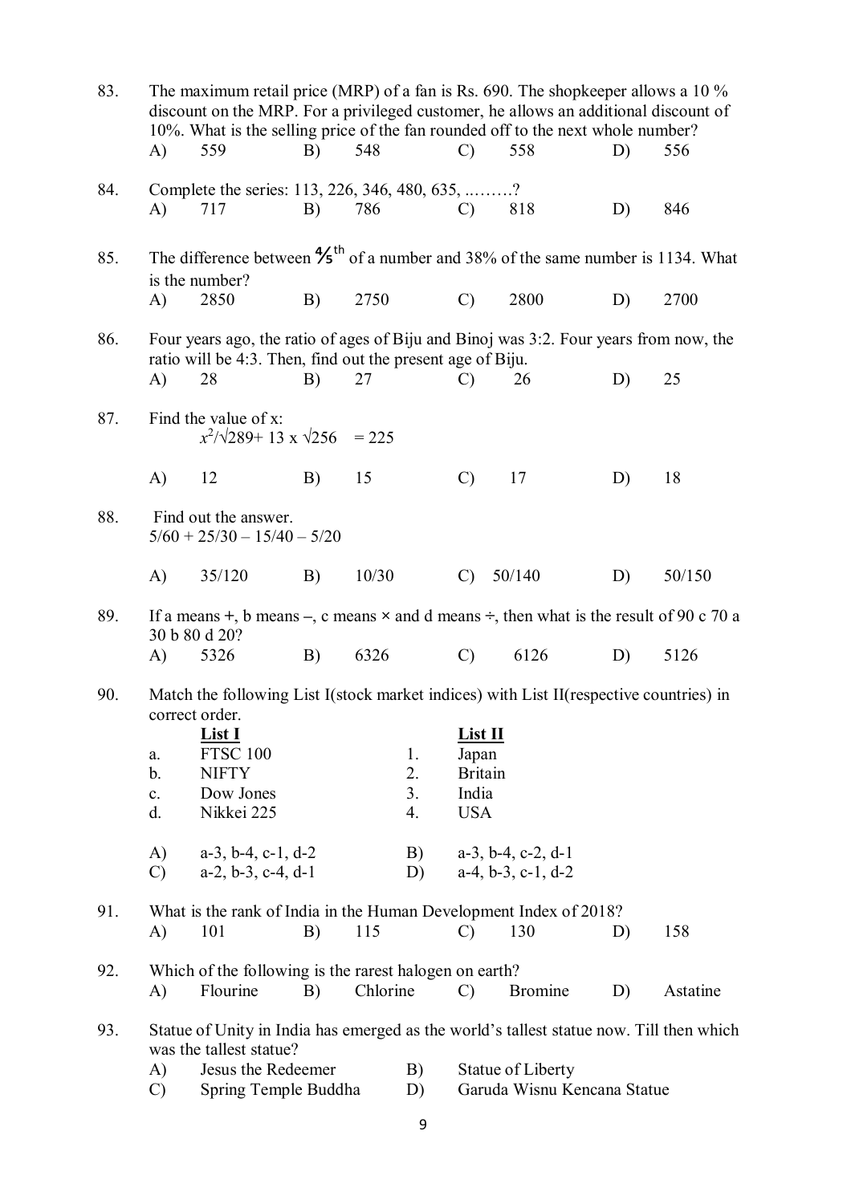83. The maximum retail price (MRP) of a fan is Rs. 690. The shopkeeper allows a 10 % discount on the MRP. For a privileged customer, he allows an additional discount of 10%. What is the selling price of the fan rounded off to the next whole number?

A) 559 B) 548 C) 558 D) 556

84. Complete the series: 113, 226, 346, 480, 635, ...……?

A) 717 B) 786 C) 818 D) 846

85. The difference between $\frac{4}{5}^{th}$ of a number and 38% of the same number is 1134. What is the number?

A) 2850 B) 2750 C) 2800 D) 2700

86. Four years ago, the ratio of ages of Biju and Binoj was 3:2. Four years from now, the ratio will be 4:3. Then, find out the present age of Biju.

A) 28 B) 27 C) 26 D) 25

87. Find the value of x:

$x^2/\sqrt{289} + 13 \times \sqrt{256} = 225$

A) 12 B) 15 C) 17 D) 18

88. Find out the answer.

$5/60 + 25/30 - 15/40 - 5/20$

A) 35/120 B) 10/30 C) 50/140 D) 50/150

89. If a means +, b means –, c means × and d means ÷, then what is the result of 90 c 70 a 30 b 80 d 20?

A) 5326 B) 6326 C) 6126 D) 5126

90. Match the following List I(stock market indices) with List II(respective countries) in correct order.

| | List I | | List II |
|---|---|---|---|
| a. | FTSC 100 | 1. | Japan |
| b. | NIFTY | 2. | Britain |
| c. | Dow Jones | 3. | India |
| d. | Nikkei 225 | 4. | USA |

A) a-3, b-4, c-1, d-2 B) a-3, b-4, c-2, d-1

C) a-2, b-3, c-4, d-1 D) a-4, b-3, c-1, d-2

91. What is the rank of India in the Human Development Index of 2018?

A) 101 B) 115 C) 130 D) 158

92. Which of the following is the rarest halogen on earth?

A) Flourine B) Chlorine C) Bromine D) Astatine

93. Statue of Unity in India has emerged as the world's tallest statue now. Till then which was the tallest statue?

A) Jesus the Redeemer B) Statue of Liberty

C) Spring Temple Buddha D) Garuda Wisnu Kencana Statue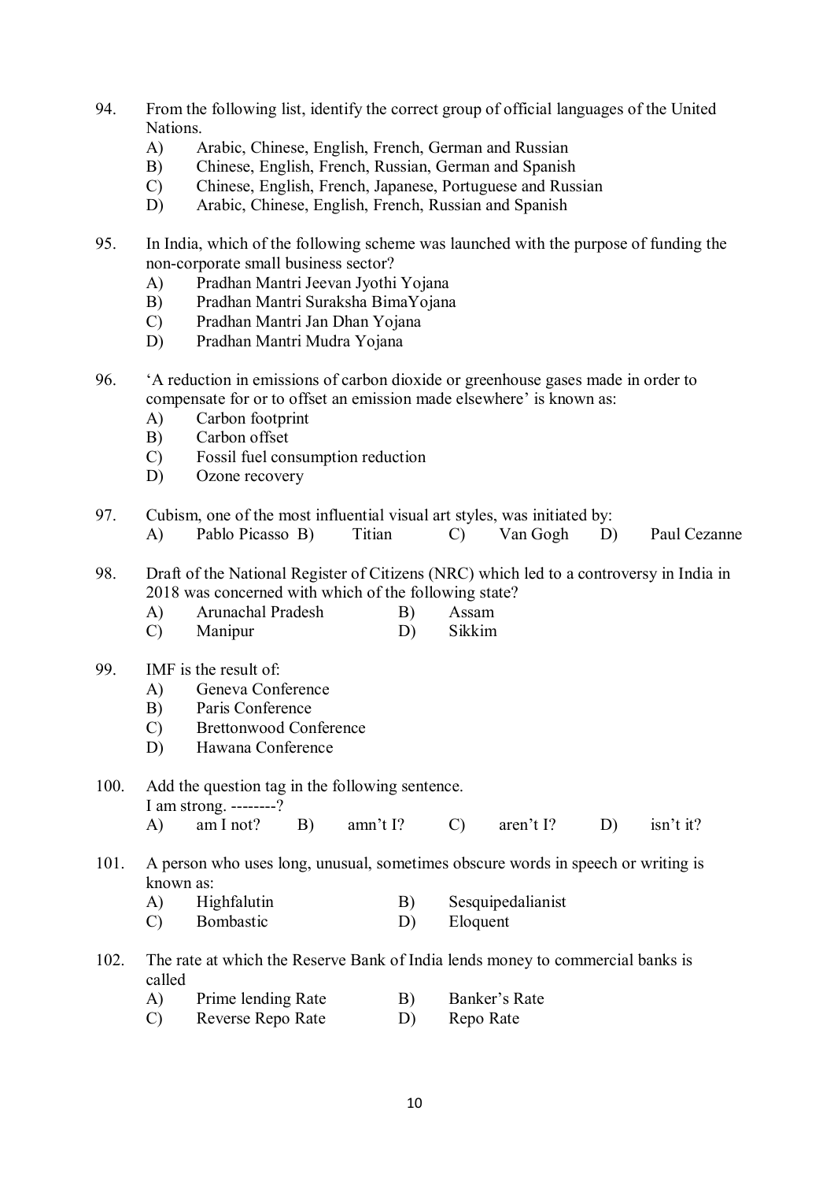94. From the following list, identify the correct group of official languages of the United Nations.
    - A) Arabic, Chinese, English, French, German and Russian
    - B) Chinese, English, French, Russian, German and Spanish
    - C) Chinese, English, French, Japanese, Portuguese and Russian
    - D) Arabic, Chinese, English, French, Russian and Spanish

95. In India, which of the following scheme was launched with the purpose of funding the non-corporate small business sector?
    - A) Pradhan Mantri Jeevan Jyothi Yojana
    - B) Pradhan Mantri Suraksha BimaYojana
    - C) Pradhan Mantri Jan Dhan Yojana
    - D) Pradhan Mantri Mudra Yojana

96. 'A reduction in emissions of carbon dioxide or greenhouse gases made in order to compensate for or to offset an emission made elsewhere' is known as:
    - A) Carbon footprint
    - B) Carbon offset
    - C) Fossil fuel consumption reduction
    - D) Ozone recovery

97. Cubism, one of the most influential visual art styles, was initiated by:
    - A) Pablo Picasso
    - B) Titian
    - C) Van Gogh
    - D) Paul Cezanne

98. Draft of the National Register of Citizens (NRC) which led to a controversy in India in 2018 was concerned with which of the following state?
    - A) Arunachal Pradesh
    - B) Assam
    - C) Manipur
    - D) Sikkim

99. IMF is the result of:
    - A) Geneva Conference
    - B) Paris Conference
    - C) Brettonwood Conference
    - D) Hawana Conference

100. Add the question tag in the following sentence.
     I am strong. --------?
     - A) am I not?
     - B) amn't I?
     - C) aren't I?
     - D) isn't it?

101. A person who uses long, unusual, sometimes obscure words in speech or writing is known as:
     - A) Highfalutin
     - B) Sesquipedalianist
     - C) Bombastic
     - D) Eloquent

102. The rate at which the Reserve Bank of India lends money to commercial banks is called
     - A) Prime lending Rate
     - B) Banker's Rate
     - C) Reverse Repo Rate
     - D) Repo Rate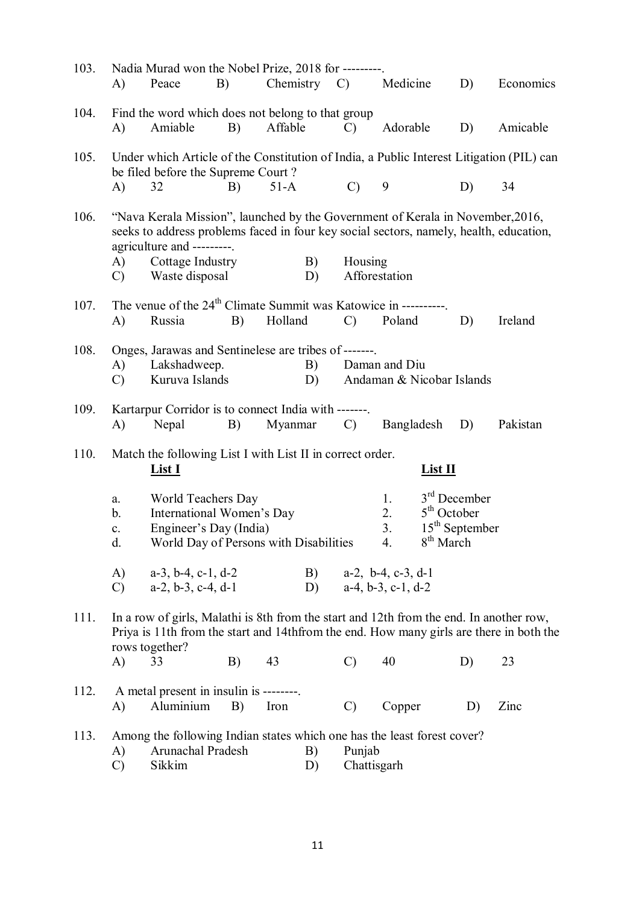103. Nadia Murad won the Nobel Prize, 2018 for ---------.

A) Peace B) Chemistry C) Medicine D) Economics

104. Find the word which does not belong to that group

A) Amiable B) Affable C) Adorable D) Amicable

105. Under which Article of the Constitution of India, a Public Interest Litigation (PIL) can be filed before the Supreme Court ?

A) 32 B) 51-A C) 9 D) 34

106. "Nava Kerala Mission", launched by the Government of Kerala in November,2016, seeks to address problems faced in four key social sectors, namely, health, education, agriculture and ---------.

A) Cottage Industry B) Housing
C) Waste disposal D) Afforestation

107. The venue of the 24th Climate Summit was Katowice in ----------.

A) Russia B) Holland C) Poland D) Ireland

108. Onges, Jarawas and Sentinelese are tribes of -------.

A) Lakshadweep. B) Daman and Diu
C) Kuruva Islands D) Andaman & Nicobar Islands

109. Kartarpur Corridor is to connect India with -------.

A) Nepal B) Myanmar C) Bangladesh D) Pakistan

110. Match the following List I with List II in correct order.

| | **List I** | | **List II** |
|---|---|---|---|
| a. | World Teachers Day | 1. | 3rd December |
| b. | International Women's Day | 2. | 5th October |
| c. | Engineer's Day (India) | 3. | 15th September |
| d. | World Day of Persons with Disabilities | 4. | 8th March |

A) a-3, b-4, c-1, d-2 B) a-2, b-4, c-3, d-1
C) a-2, b-3, c-4, d-1 D) a-4, b-3, c-1, d-2

111. In a row of girls, Malathi is 8th from the start and 12th from the end. In another row, Priya is 11th from the start and 14thfrom the end. How many girls are there in both the rows together?

A) 33 B) 43 C) 40 D) 23

112. A metal present in insulin is --------.

A) Aluminium B) Iron C) Copper D) Zinc

113. Among the following Indian states which one has the least forest cover?

A) Arunachal Pradesh B) Punjab
C) Sikkim D) Chattisgarh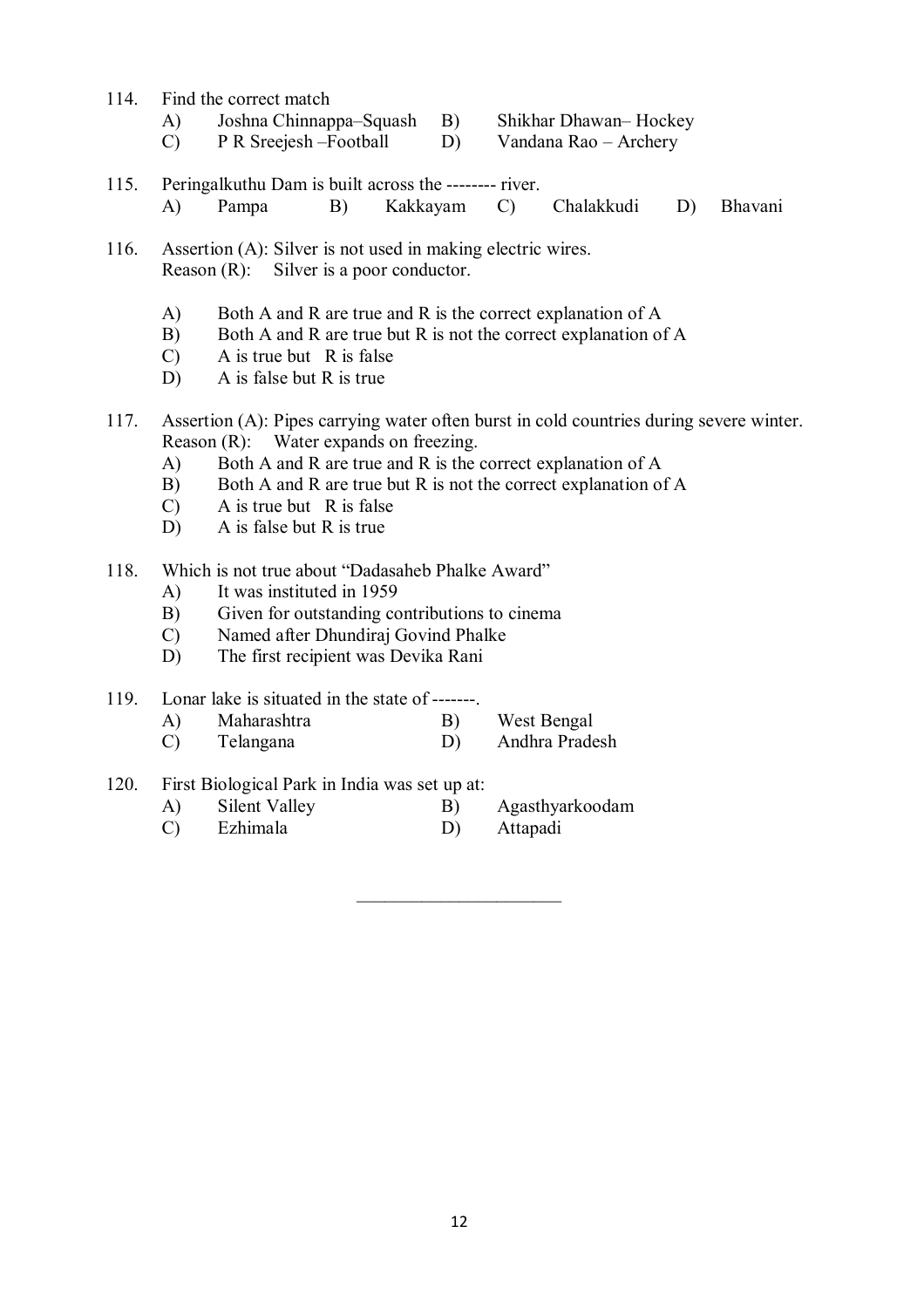114. Find the correct match

A) Joshna Chinnappa–Squash B) Shikhar Dhawan– Hockey
C) P R Sreejesh –Football D) Vandana Rao – Archery

115. Peringalkuthu Dam is built across the -------- river.

A) Pampa B) Kakkayam C) Chalakkudi D) Bhavani

116. Assertion (A): Silver is not used in making electric wires.
Reason (R): Silver is a poor conductor.

A) Both A and R are true and R is the correct explanation of A
B) Both A and R are true but R is not the correct explanation of A
C) A is true but R is false
D) A is false but R is true

117. Assertion (A): Pipes carrying water often burst in cold countries during severe winter.
Reason (R): Water expands on freezing.

A) Both A and R are true and R is the correct explanation of A
B) Both A and R are true but R is not the correct explanation of A
C) A is true but R is false
D) A is false but R is true

118. Which is not true about "Dadasaheb Phalke Award"

A) It was instituted in 1959
B) Given for outstanding contributions to cinema
C) Named after Dhundiraj Govind Phalke
D) The first recipient was Devika Rani

119. Lonar lake is situated in the state of -------.

A) Maharashtra B) West Bengal
C) Telangana D) Andhra Pradesh

120. First Biological Park in India was set up at:

A) Silent Valley B) Agasthyarkoodam
C) Ezhimala D) Attapadi